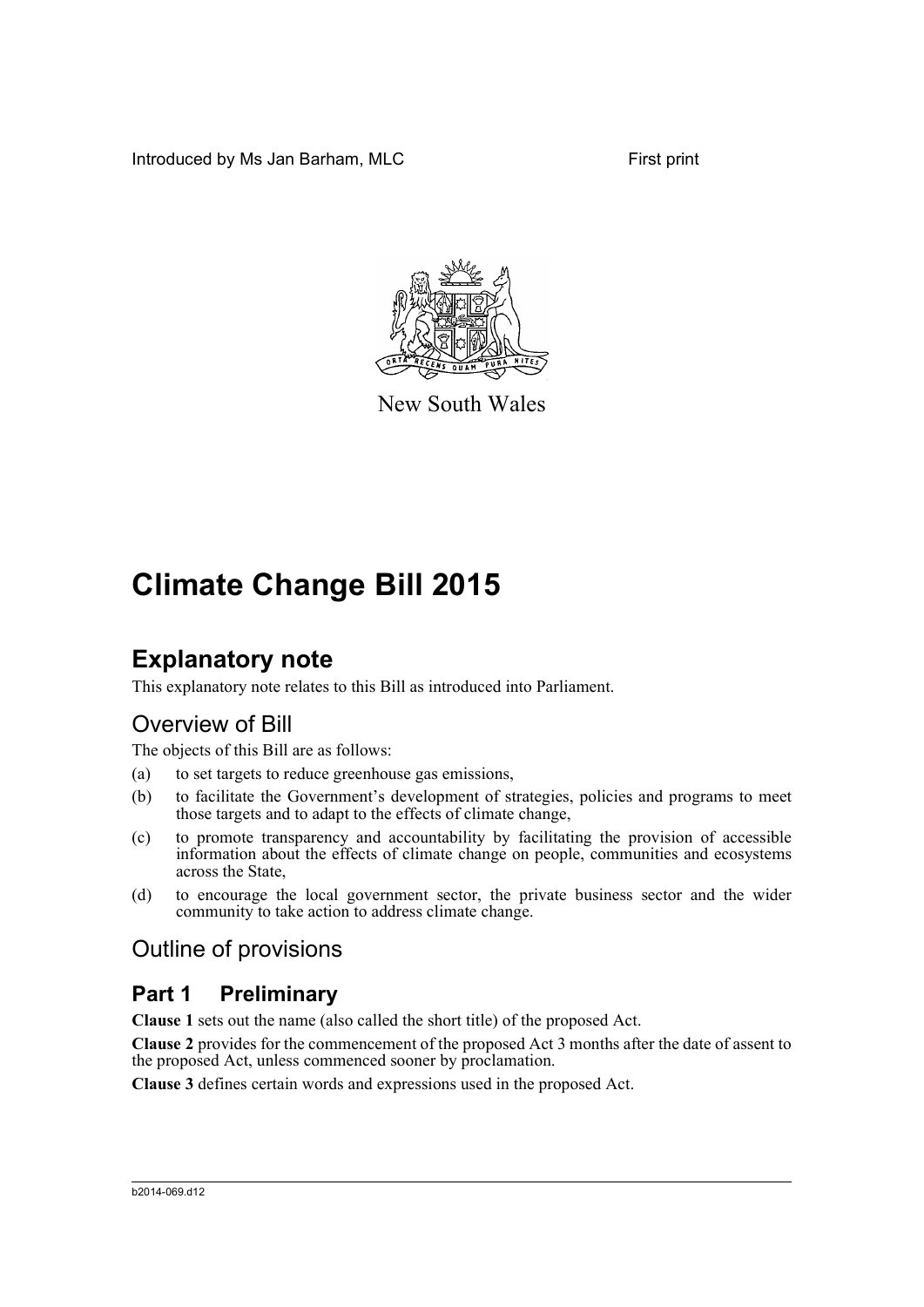Introduced by Ms Jan Barham, MLC First print

New South Wales

# Climate Change Bill 2015

## Explanatory note

This explanatory note relates to this Bill as introduced into Parliament.

### Overview of Bill

The objects of this Bill are as follows:

(a) to set targets to reduce greenhouse gas emissions,

(b) to facilitate the Government's development of strategies, policies and programs to meet those targets and to adapt to the effects of climate change,

(c) to promote transparency and accountability by facilitating the provision of accessible information about the effects of climate change on people, communities and ecosystems across the State,

(d) to encourage the local government sector, the private business sector and the wider community to take action to address climate change.

### Outline of provisions

## Part 1 Preliminary

**Clause 1** sets out the name (also called the short title) of the proposed Act.

**Clause 2** provides for the commencement of the proposed Act 3 months after the date of assent to the proposed Act, unless commenced sooner by proclamation.

**Clause 3** defines certain words and expressions used in the proposed Act.

b2014-069.d12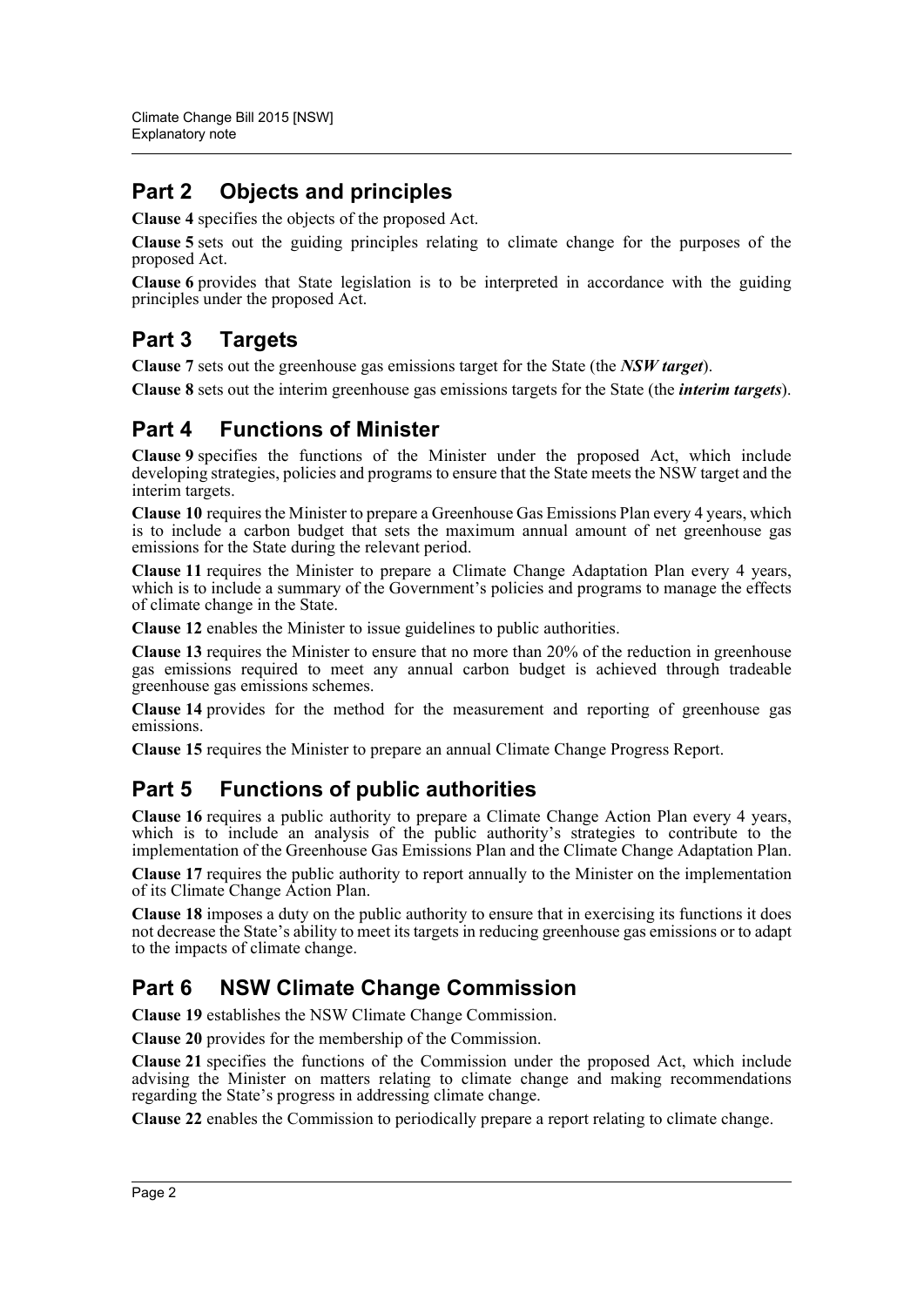## Part 2 Objects and principles

**Clause 4** specifies the objects of the proposed Act.

**Clause 5** sets out the guiding principles relating to climate change for the purposes of the proposed Act.

**Clause 6** provides that State legislation is to be interpreted in accordance with the guiding principles under the proposed Act.

## Part 3 Targets

**Clause 7** sets out the greenhouse gas emissions target for the State (the ***NSW target***).

**Clause 8** sets out the interim greenhouse gas emissions targets for the State (the ***interim targets***).

## Part 4 Functions of Minister

**Clause 9** specifies the functions of the Minister under the proposed Act, which include developing strategies, policies and programs to ensure that the State meets the NSW target and the interim targets.

**Clause 10** requires the Minister to prepare a Greenhouse Gas Emissions Plan every 4 years, which is to include a carbon budget that sets the maximum annual amount of net greenhouse gas emissions for the State during the relevant period.

**Clause 11** requires the Minister to prepare a Climate Change Adaptation Plan every 4 years, which is to include a summary of the Government's policies and programs to manage the effects of climate change in the State.

**Clause 12** enables the Minister to issue guidelines to public authorities.

**Clause 13** requires the Minister to ensure that no more than 20% of the reduction in greenhouse gas emissions required to meet any annual carbon budget is achieved through tradeable greenhouse gas emissions schemes.

**Clause 14** provides for the method for the measurement and reporting of greenhouse gas emissions.

**Clause 15** requires the Minister to prepare an annual Climate Change Progress Report.

## Part 5 Functions of public authorities

**Clause 16** requires a public authority to prepare a Climate Change Action Plan every 4 years, which is to include an analysis of the public authority's strategies to contribute to the implementation of the Greenhouse Gas Emissions Plan and the Climate Change Adaptation Plan.

**Clause 17** requires the public authority to report annually to the Minister on the implementation of its Climate Change Action Plan.

**Clause 18** imposes a duty on the public authority to ensure that in exercising its functions it does not decrease the State's ability to meet its targets in reducing greenhouse gas emissions or to adapt to the impacts of climate change.

## Part 6 NSW Climate Change Commission

**Clause 19** establishes the NSW Climate Change Commission.

**Clause 20** provides for the membership of the Commission.

**Clause 21** specifies the functions of the Commission under the proposed Act, which include advising the Minister on matters relating to climate change and making recommendations regarding the State's progress in addressing climate change.

**Clause 22** enables the Commission to periodically prepare a report relating to climate change.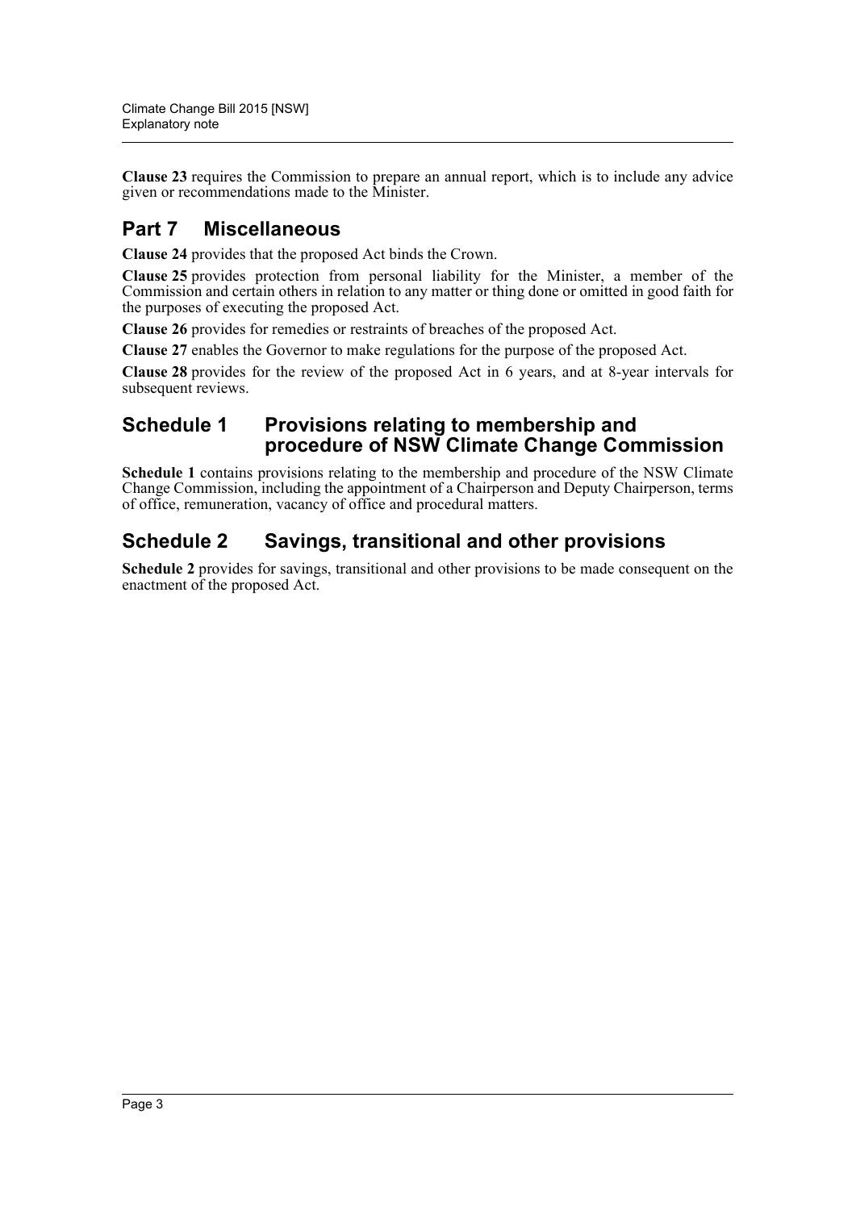**Clause 23** requires the Commission to prepare an annual report, which is to include any advice given or recommendations made to the Minister.

## Part 7 Miscellaneous

**Clause 24** provides that the proposed Act binds the Crown.

**Clause 25** provides protection from personal liability for the Minister, a member of the Commission and certain others in relation to any matter or thing done or omitted in good faith for the purposes of executing the proposed Act.

**Clause 26** provides for remedies or restraints of breaches of the proposed Act.

**Clause 27** enables the Governor to make regulations for the purpose of the proposed Act.

**Clause 28** provides for the review of the proposed Act in 6 years, and at 8-year intervals for subsequent reviews.

## Schedule 1 Provisions relating to membership and procedure of NSW Climate Change Commission

**Schedule 1** contains provisions relating to the membership and procedure of the NSW Climate Change Commission, including the appointment of a Chairperson and Deputy Chairperson, terms of office, remuneration, vacancy of office and procedural matters.

## Schedule 2 Savings, transitional and other provisions

**Schedule 2** provides for savings, transitional and other provisions to be made consequent on the enactment of the proposed Act.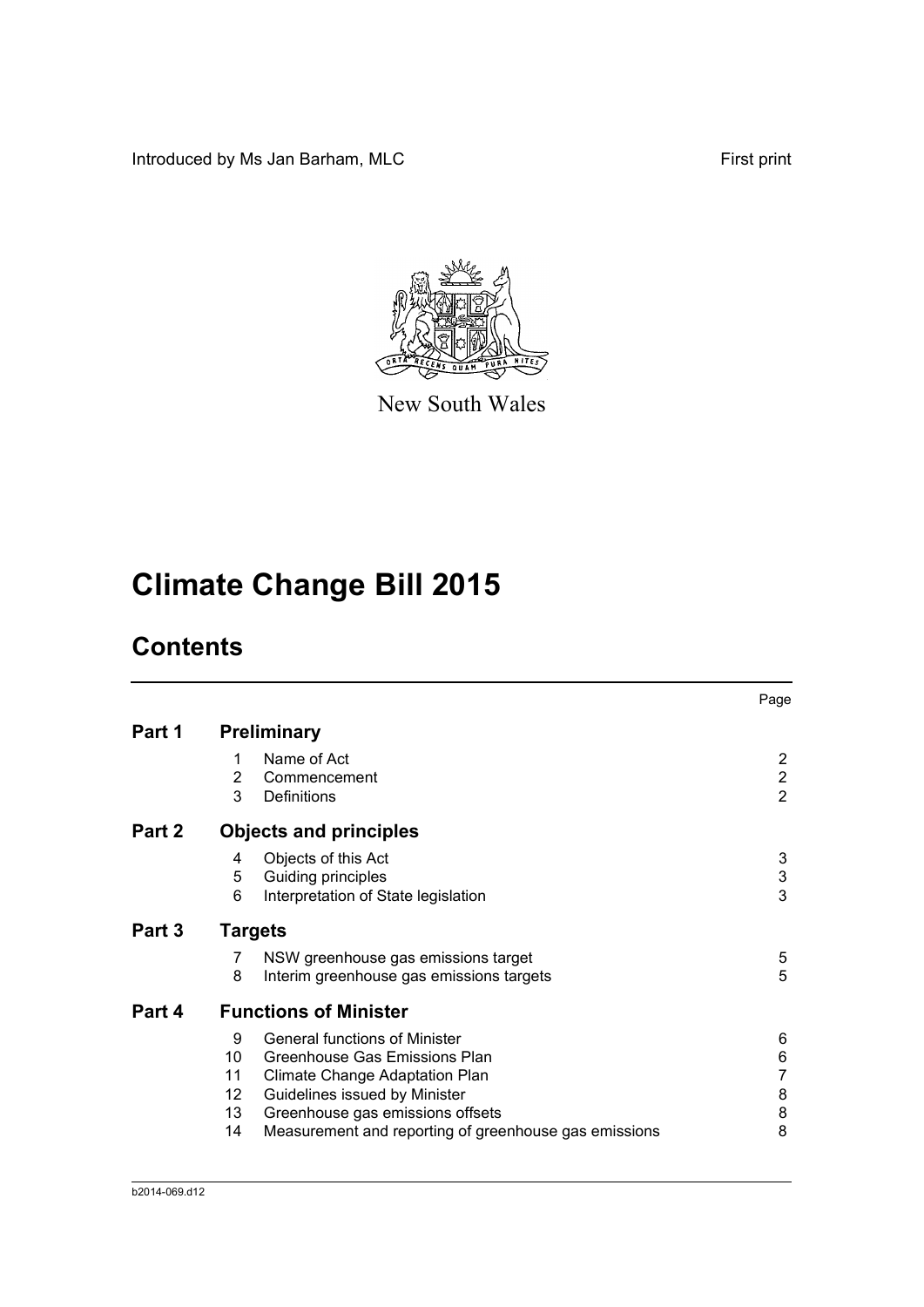Introduced by Ms Jan Barham, MLC First print

New South Wales

# Climate Change Bill 2015

## Contents

| | | | Page |
|---|---|---|---|
| **Part 1** | **Preliminary** | | |
| | 1 | Name of Act | 2 |
| | 2 | Commencement | 2 |
| | 3 | Definitions | 2 |
| **Part 2** | **Objects and principles** | | |
| | 4 | Objects of this Act | 3 |
| | 5 | Guiding principles | 3 |
| | 6 | Interpretation of State legislation | 3 |
| **Part 3** | **Targets** | | |
| | 7 | NSW greenhouse gas emissions target | 5 |
| | 8 | Interim greenhouse gas emissions targets | 5 |
| **Part 4** | **Functions of Minister** | | |
| | 9 | General functions of Minister | 6 |
| | 10 | Greenhouse Gas Emissions Plan | 6 |
| | 11 | Climate Change Adaptation Plan | 7 |
| | 12 | Guidelines issued by Minister | 8 |
| | 13 | Greenhouse gas emissions offsets | 8 |
| | 14 | Measurement and reporting of greenhouse gas emissions | 8 |

b2014-069.d12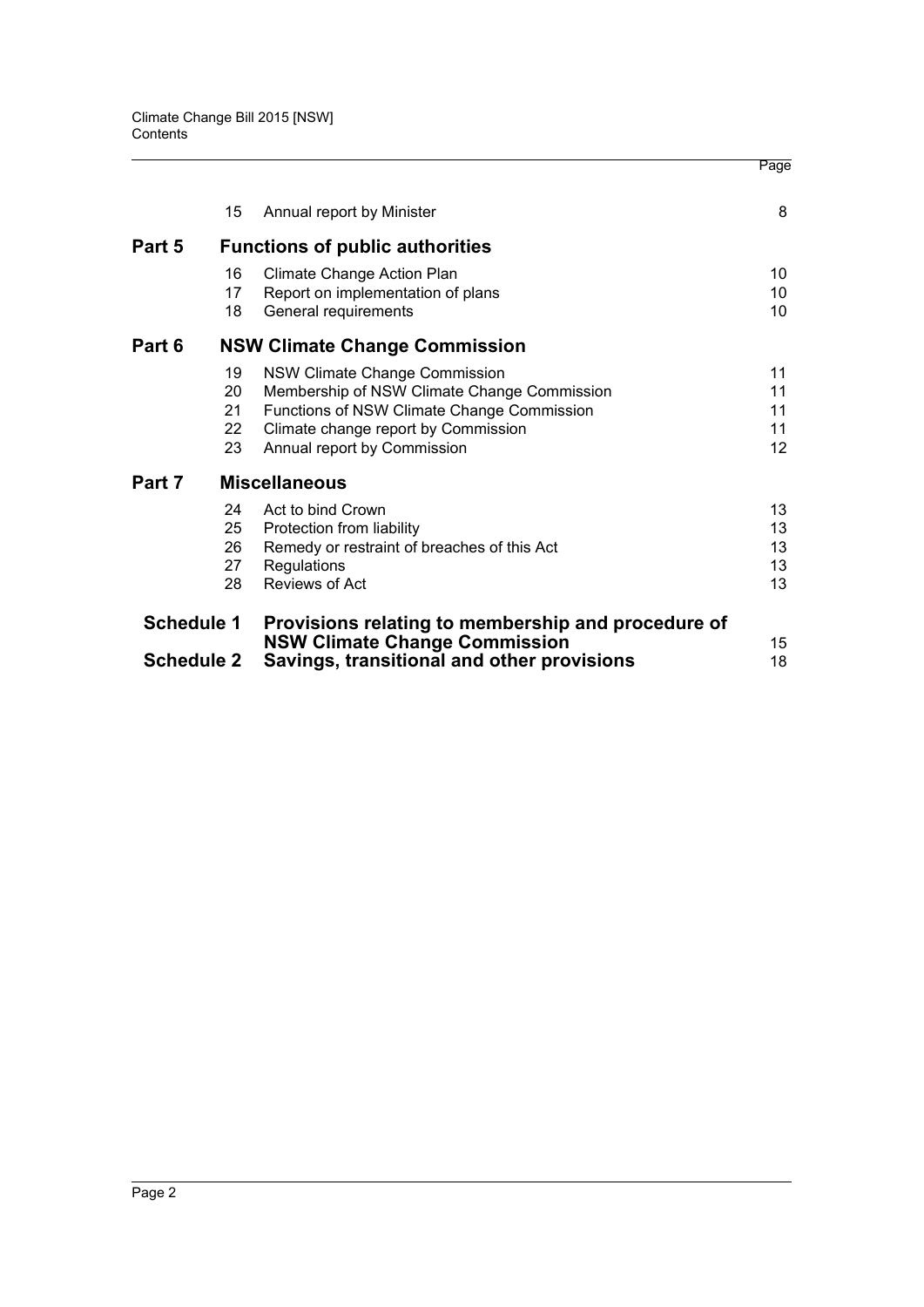| | | | Page |
|---|---|---|---|
| | 15 | Annual report by Minister | 8 |
| **Part 5** | | **Functions of public authorities** | |
| | 16 | Climate Change Action Plan | 10 |
| | 17 | Report on implementation of plans | 10 |
| | 18 | General requirements | 10 |
| **Part 6** | | **NSW Climate Change Commission** | |
| | 19 | NSW Climate Change Commission | 11 |
| | 20 | Membership of NSW Climate Change Commission | 11 |
| | 21 | Functions of NSW Climate Change Commission | 11 |
| | 22 | Climate change report by Commission | 11 |
| | 23 | Annual report by Commission | 12 |
| **Part 7** | | **Miscellaneous** | |
| | 24 | Act to bind Crown | 13 |
| | 25 | Protection from liability | 13 |
| | 26 | Remedy or restraint of breaches of this Act | 13 |
| | 27 | Regulations | 13 |
| | 28 | Reviews of Act | 13 |
| **Schedule 1** | | **Provisions relating to membership and procedure of NSW Climate Change Commission** | 15 |
| **Schedule 2** | | **Savings, transitional and other provisions** | 18 |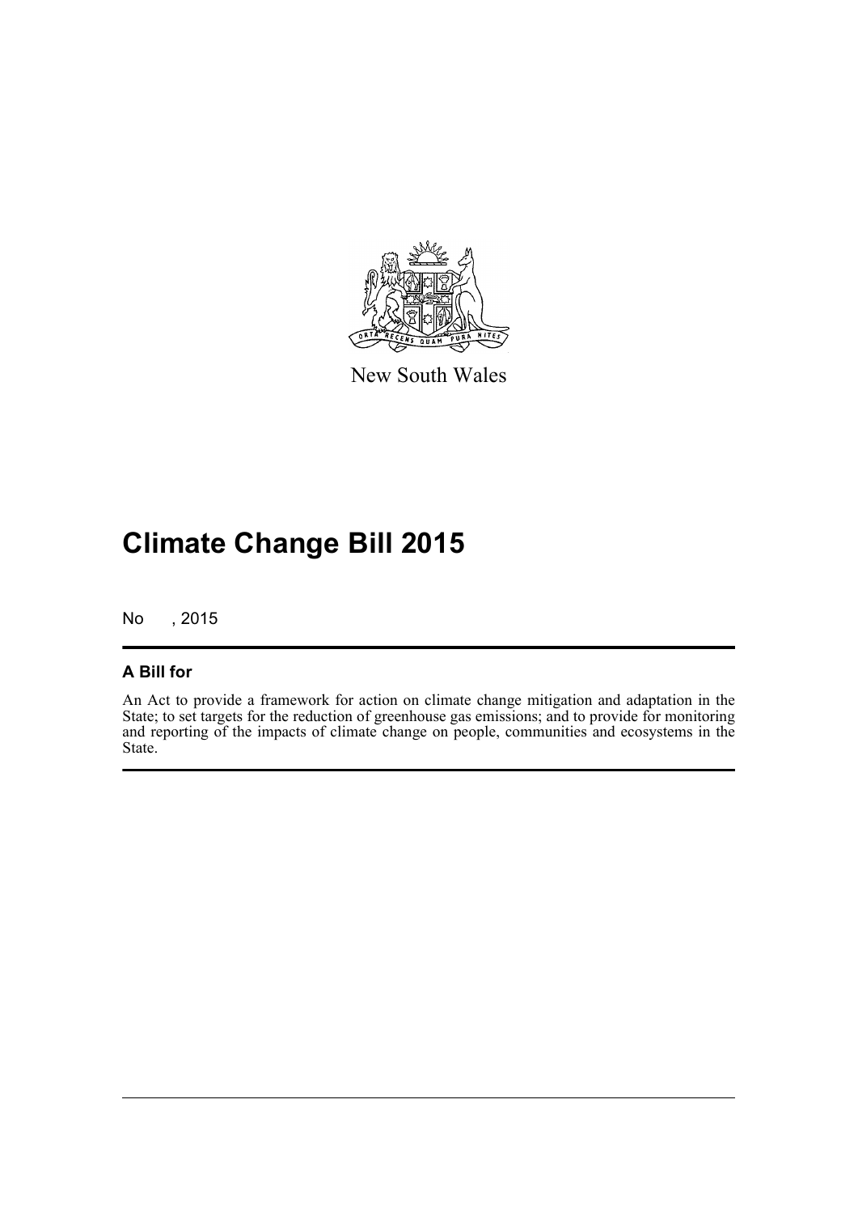New South Wales

# Climate Change Bill 2015

No , 2015

## A Bill for

An Act to provide a framework for action on climate change mitigation and adaptation in the State; to set targets for the reduction of greenhouse gas emissions; and to provide for monitoring and reporting of the impacts of climate change on people, communities and ecosystems in the State.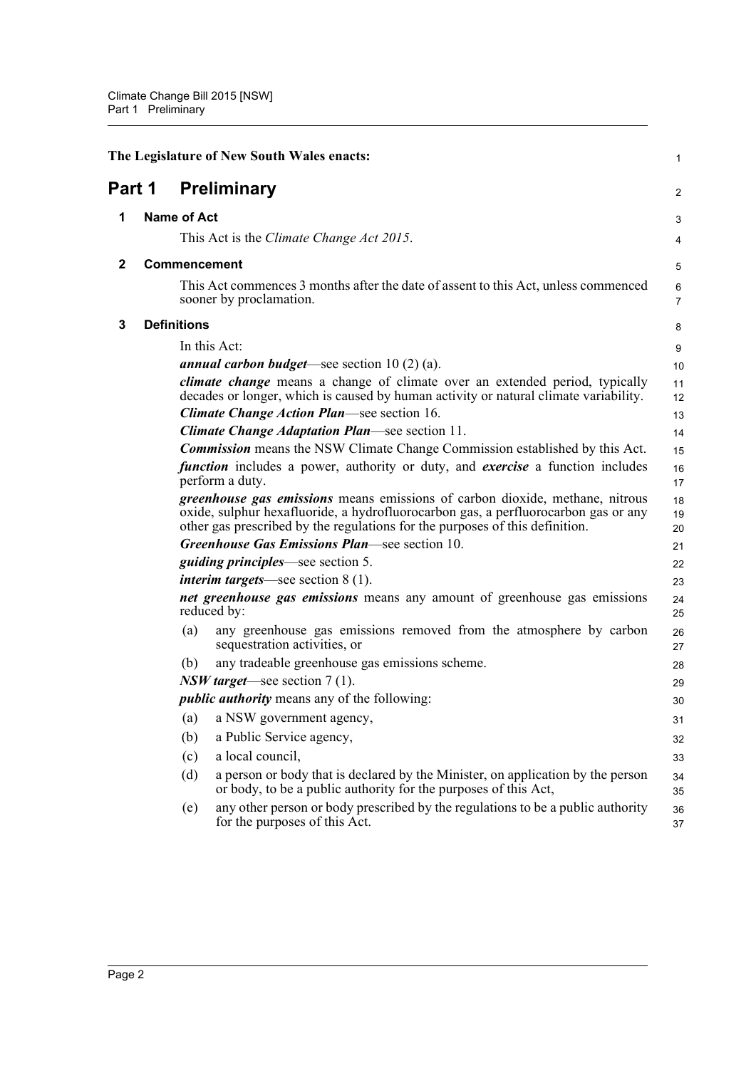The Legislature of New South Wales enacts:

# Part 1 Preliminary

## 1 Name of Act

This Act is the *Climate Change Act 2015*.

## 2 Commencement

This Act commences 3 months after the date of assent to this Act, unless commenced sooner by proclamation.

## 3 Definitions

In this Act:

***annual carbon budget***—see section 10 (2) (a).

***climate change*** means a change of climate over an extended period, typically decades or longer, which is caused by human activity or natural climate variability.

***Climate Change Action Plan***—see section 16.

***Climate Change Adaptation Plan***—see section 11.

***Commission*** means the NSW Climate Change Commission established by this Act.

***function*** includes a power, authority or duty, and ***exercise*** a function includes perform a duty.

***greenhouse gas emissions*** means emissions of carbon dioxide, methane, nitrous oxide, sulphur hexafluoride, a hydrofluorocarbon gas, a perfluorocarbon gas or any other gas prescribed by the regulations for the purposes of this definition.

***Greenhouse Gas Emissions Plan***—see section 10.

***guiding principles***—see section 5.

***interim targets***—see section 8 (1).

***net greenhouse gas emissions*** means any amount of greenhouse gas emissions reduced by:

(a) any greenhouse gas emissions removed from the atmosphere by carbon sequestration activities, or

(b) any tradeable greenhouse gas emissions scheme.

***NSW target***—see section 7 (1).

***public authority*** means any of the following:

(a) a NSW government agency,

(b) a Public Service agency,

(c) a local council,

(d) a person or body that is declared by the Minister, on application by the person or body, to be a public authority for the purposes of this Act,

(e) any other person or body prescribed by the regulations to be a public authority for the purposes of this Act.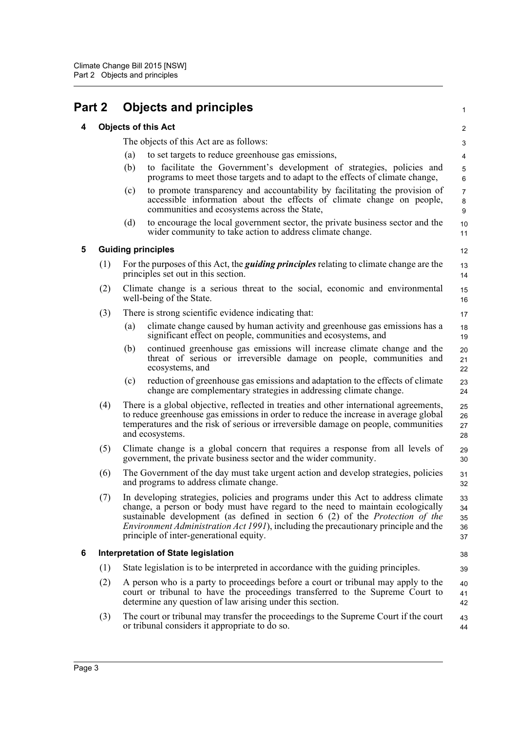# Part 2 Objects and principles

## 4 Objects of this Act

The objects of this Act are as follows:

(a) to set targets to reduce greenhouse gas emissions,

(b) to facilitate the Government's development of strategies, policies and programs to meet those targets and to adapt to the effects of climate change,

(c) to promote transparency and accountability by facilitating the provision of accessible information about the effects of climate change on people, communities and ecosystems across the State,

(d) to encourage the local government sector, the private business sector and the wider community to take action to address climate change.

## 5 Guiding principles

(1) For the purposes of this Act, the ***guiding principles*** relating to climate change are the principles set out in this section.

(2) Climate change is a serious threat to the social, economic and environmental well-being of the State.

(3) There is strong scientific evidence indicating that:

(a) climate change caused by human activity and greenhouse gas emissions has a significant effect on people, communities and ecosystems, and

(b) continued greenhouse gas emissions will increase climate change and the threat of serious or irreversible damage on people, communities and ecosystems, and

(c) reduction of greenhouse gas emissions and adaptation to the effects of climate change are complementary strategies in addressing climate change.

(4) There is a global objective, reflected in treaties and other international agreements, to reduce greenhouse gas emissions in order to reduce the increase in average global temperatures and the risk of serious or irreversible damage on people, communities and ecosystems.

(5) Climate change is a global concern that requires a response from all levels of government, the private business sector and the wider community.

(6) The Government of the day must take urgent action and develop strategies, policies and programs to address climate change.

(7) In developing strategies, policies and programs under this Act to address climate change, a person or body must have regard to the need to maintain ecologically sustainable development (as defined in section 6 (2) of the *Protection of the Environment Administration Act 1991*), including the precautionary principle and the principle of inter-generational equity.

## 6 Interpretation of State legislation

(1) State legislation is to be interpreted in accordance with the guiding principles.

(2) A person who is a party to proceedings before a court or tribunal may apply to the court or tribunal to have the proceedings transferred to the Supreme Court to determine any question of law arising under this section.

(3) The court or tribunal may transfer the proceedings to the Supreme Court if the court or tribunal considers it appropriate to do so.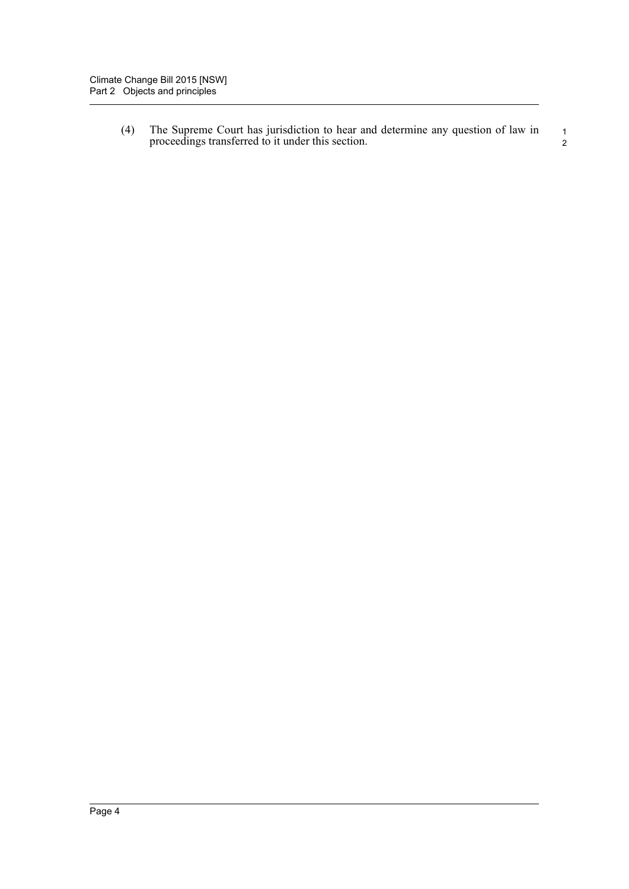(4) The Supreme Court has jurisdiction to hear and determine any question of law in proceedings transferred to it under this section.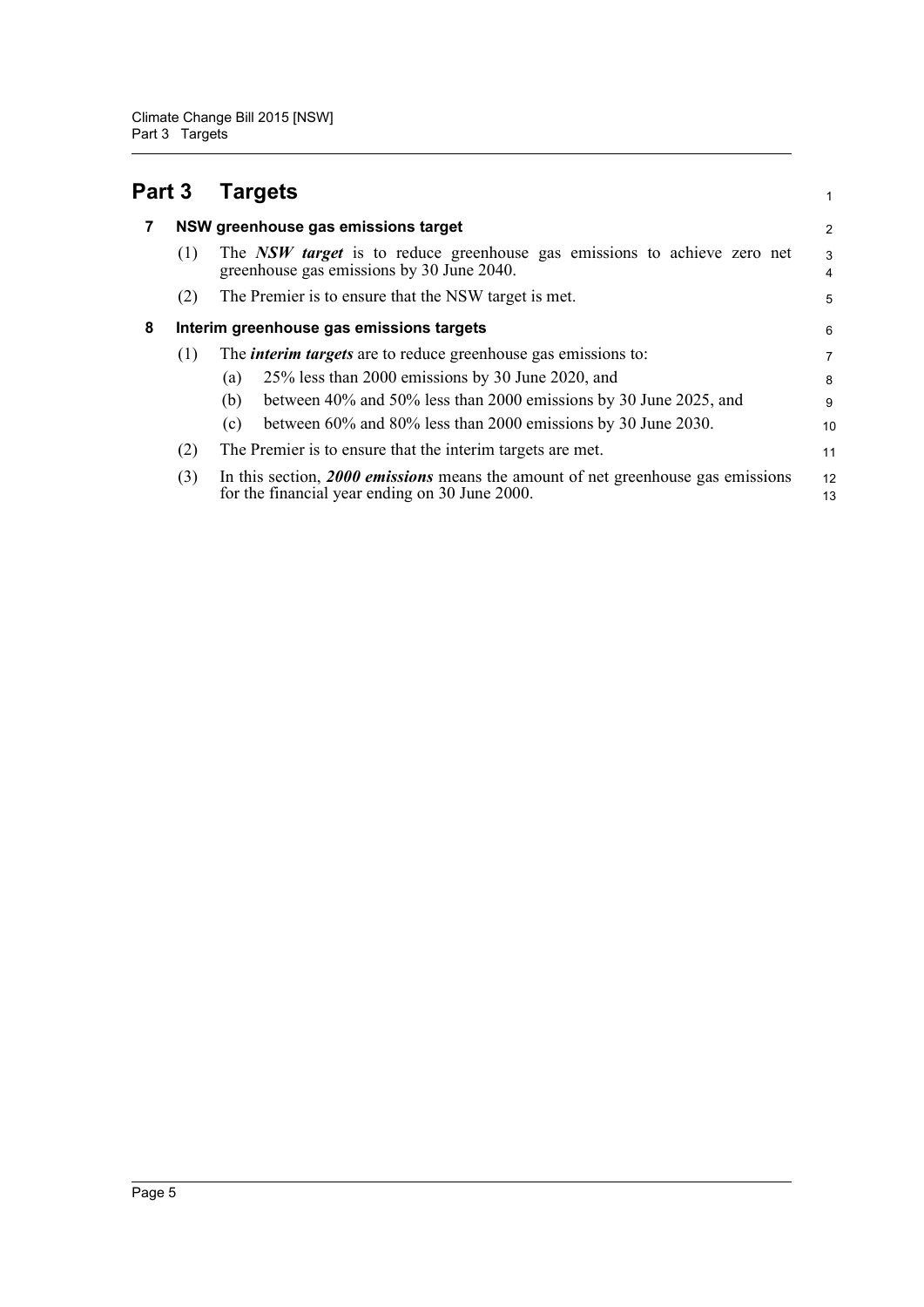# Part 3 Targets

## 7 NSW greenhouse gas emissions target

(1) The ***NSW target*** is to reduce greenhouse gas emissions to achieve zero net greenhouse gas emissions by 30 June 2040.

(2) The Premier is to ensure that the NSW target is met.

## 8 Interim greenhouse gas emissions targets

(1) The ***interim targets*** are to reduce greenhouse gas emissions to:

- (a) 25% less than 2000 emissions by 30 June 2020, and
- (b) between 40% and 50% less than 2000 emissions by 30 June 2025, and
- (c) between 60% and 80% less than 2000 emissions by 30 June 2030.

(2) The Premier is to ensure that the interim targets are met.

(3) In this section, ***2000 emissions*** means the amount of net greenhouse gas emissions for the financial year ending on 30 June 2000.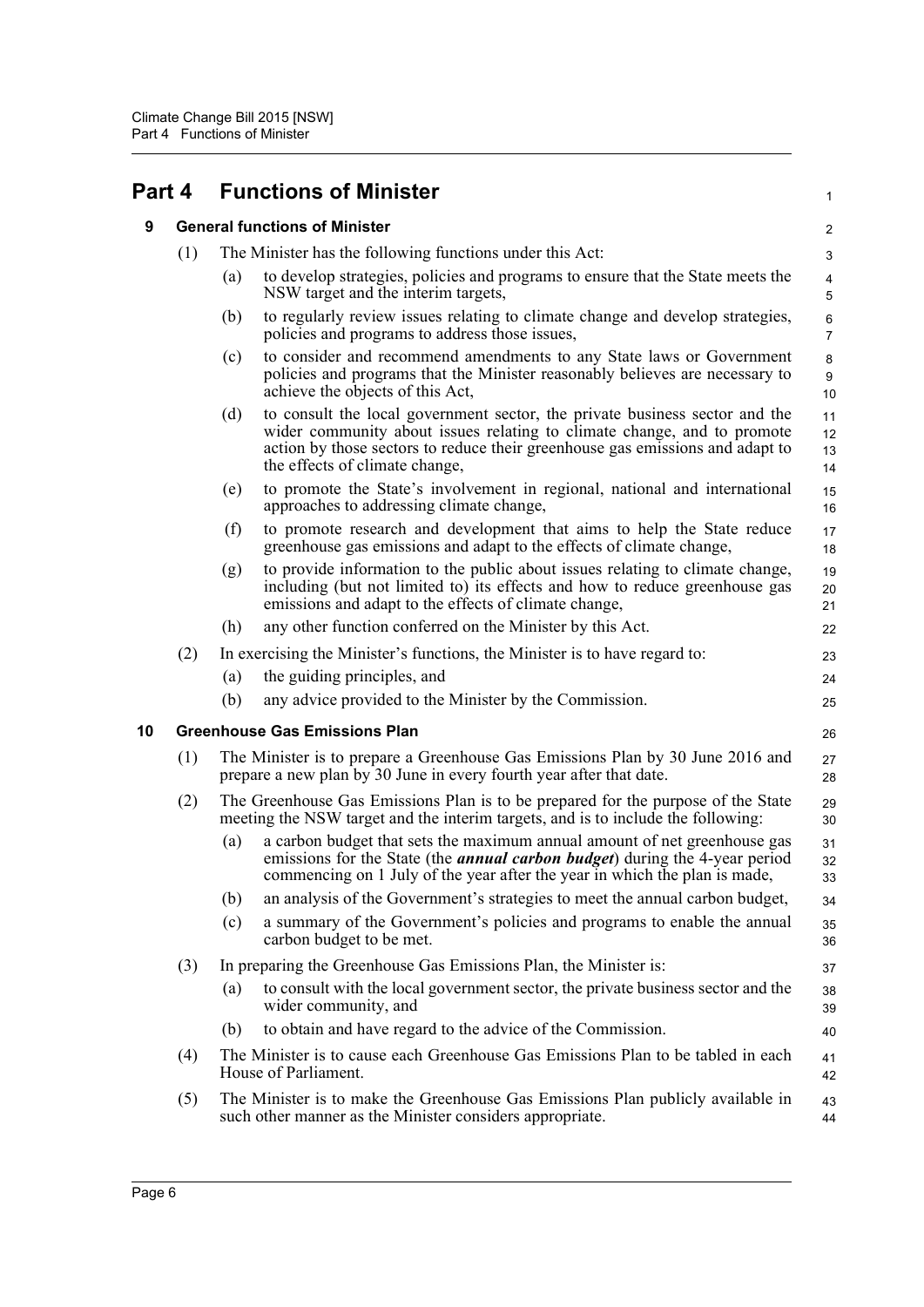## Part 4 Functions of Minister

### 9 General functions of Minister

(1) The Minister has the following functions under this Act:

(a) to develop strategies, policies and programs to ensure that the State meets the NSW target and the interim targets,

(b) to regularly review issues relating to climate change and develop strategies, policies and programs to address those issues,

(c) to consider and recommend amendments to any State laws or Government policies and programs that the Minister reasonably believes are necessary to achieve the objects of this Act,

(d) to consult the local government sector, the private business sector and the wider community about issues relating to climate change, and to promote action by those sectors to reduce their greenhouse gas emissions and adapt to the effects of climate change,

(e) to promote the State's involvement in regional, national and international approaches to addressing climate change,

(f) to promote research and development that aims to help the State reduce greenhouse gas emissions and adapt to the effects of climate change,

(g) to provide information to the public about issues relating to climate change, including (but not limited to) its effects and how to reduce greenhouse gas emissions and adapt to the effects of climate change,

(h) any other function conferred on the Minister by this Act.

(2) In exercising the Minister's functions, the Minister is to have regard to:

(a) the guiding principles, and

(b) any advice provided to the Minister by the Commission.

### 10 Greenhouse Gas Emissions Plan

(1) The Minister is to prepare a Greenhouse Gas Emissions Plan by 30 June 2016 and prepare a new plan by 30 June in every fourth year after that date.

(2) The Greenhouse Gas Emissions Plan is to be prepared for the purpose of the State meeting the NSW target and the interim targets, and is to include the following:

(a) a carbon budget that sets the maximum annual amount of net greenhouse gas emissions for the State (the ***annual carbon budget***) during the 4-year period commencing on 1 July of the year after the year in which the plan is made,

(b) an analysis of the Government's strategies to meet the annual carbon budget,

(c) a summary of the Government's policies and programs to enable the annual carbon budget to be met.

(3) In preparing the Greenhouse Gas Emissions Plan, the Minister is:

(a) to consult with the local government sector, the private business sector and the wider community, and

(b) to obtain and have regard to the advice of the Commission.

(4) The Minister is to cause each Greenhouse Gas Emissions Plan to be tabled in each House of Parliament.

(5) The Minister is to make the Greenhouse Gas Emissions Plan publicly available in such other manner as the Minister considers appropriate.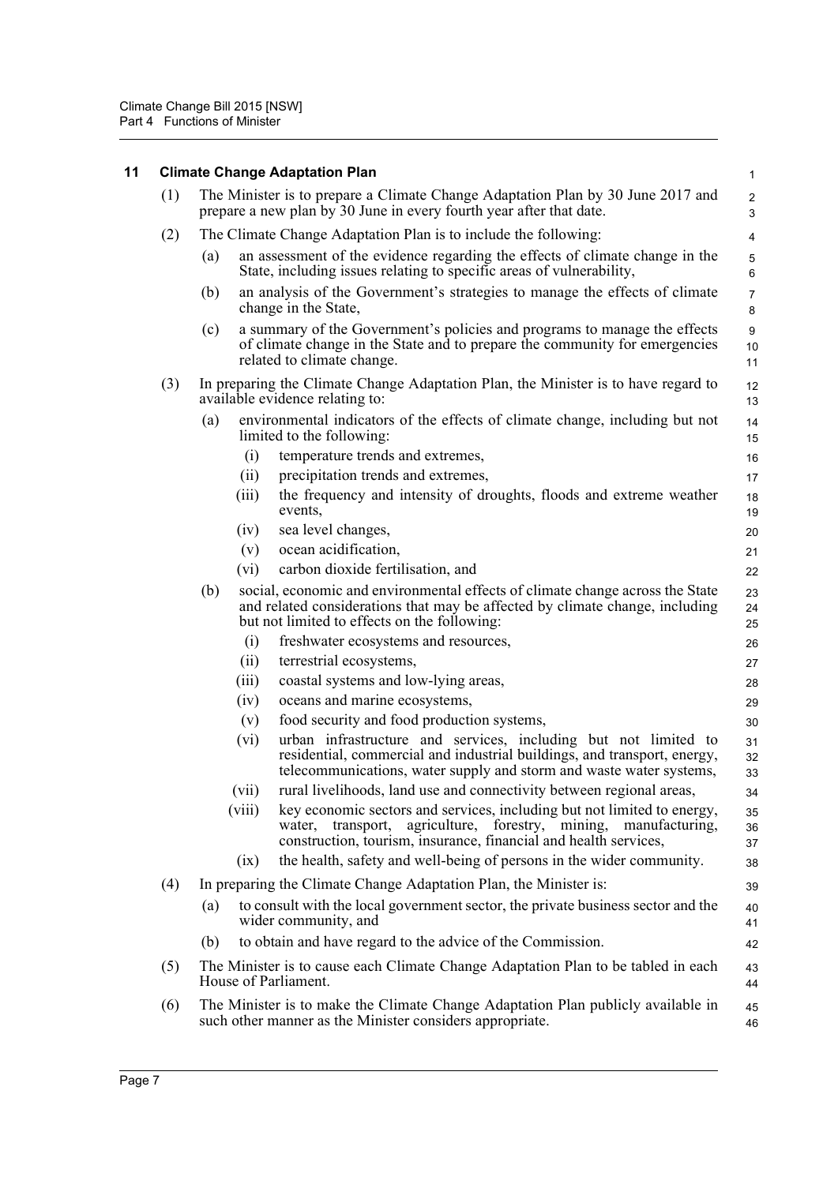## 11 Climate Change Adaptation Plan

(1) The Minister is to prepare a Climate Change Adaptation Plan by 30 June 2017 and prepare a new plan by 30 June in every fourth year after that date.

(2) The Climate Change Adaptation Plan is to include the following:

- (a) an assessment of the evidence regarding the effects of climate change in the State, including issues relating to specific areas of vulnerability,
- (b) an analysis of the Government's strategies to manage the effects of climate change in the State,
- (c) a summary of the Government's policies and programs to manage the effects of climate change in the State and to prepare the community for emergencies related to climate change.

(3) In preparing the Climate Change Adaptation Plan, the Minister is to have regard to available evidence relating to:

- (a) environmental indicators of the effects of climate change, including but not limited to the following:
  - (i) temperature trends and extremes,
  - (ii) precipitation trends and extremes,
  - (iii) the frequency and intensity of droughts, floods and extreme weather events,
  - (iv) sea level changes,
  - (v) ocean acidification,
  - (vi) carbon dioxide fertilisation, and
- (b) social, economic and environmental effects of climate change across the State and related considerations that may be affected by climate change, including but not limited to effects on the following:
  - (i) freshwater ecosystems and resources,
  - (ii) terrestrial ecosystems,
  - (iii) coastal systems and low-lying areas,
  - (iv) oceans and marine ecosystems,
  - (v) food security and food production systems,
  - (vi) urban infrastructure and services, including but not limited to residential, commercial and industrial buildings, and transport, energy, telecommunications, water supply and storm and waste water systems,
  - (vii) rural livelihoods, land use and connectivity between regional areas,
  - (viii) key economic sectors and services, including but not limited to energy, water, transport, agriculture, forestry, mining, manufacturing, construction, tourism, insurance, financial and health services,
  - (ix) the health, safety and well-being of persons in the wider community.

(4) In preparing the Climate Change Adaptation Plan, the Minister is:

- (a) to consult with the local government sector, the private business sector and the wider community, and
- (b) to obtain and have regard to the advice of the Commission.

(5) The Minister is to cause each Climate Change Adaptation Plan to be tabled in each House of Parliament.

(6) The Minister is to make the Climate Change Adaptation Plan publicly available in such other manner as the Minister considers appropriate.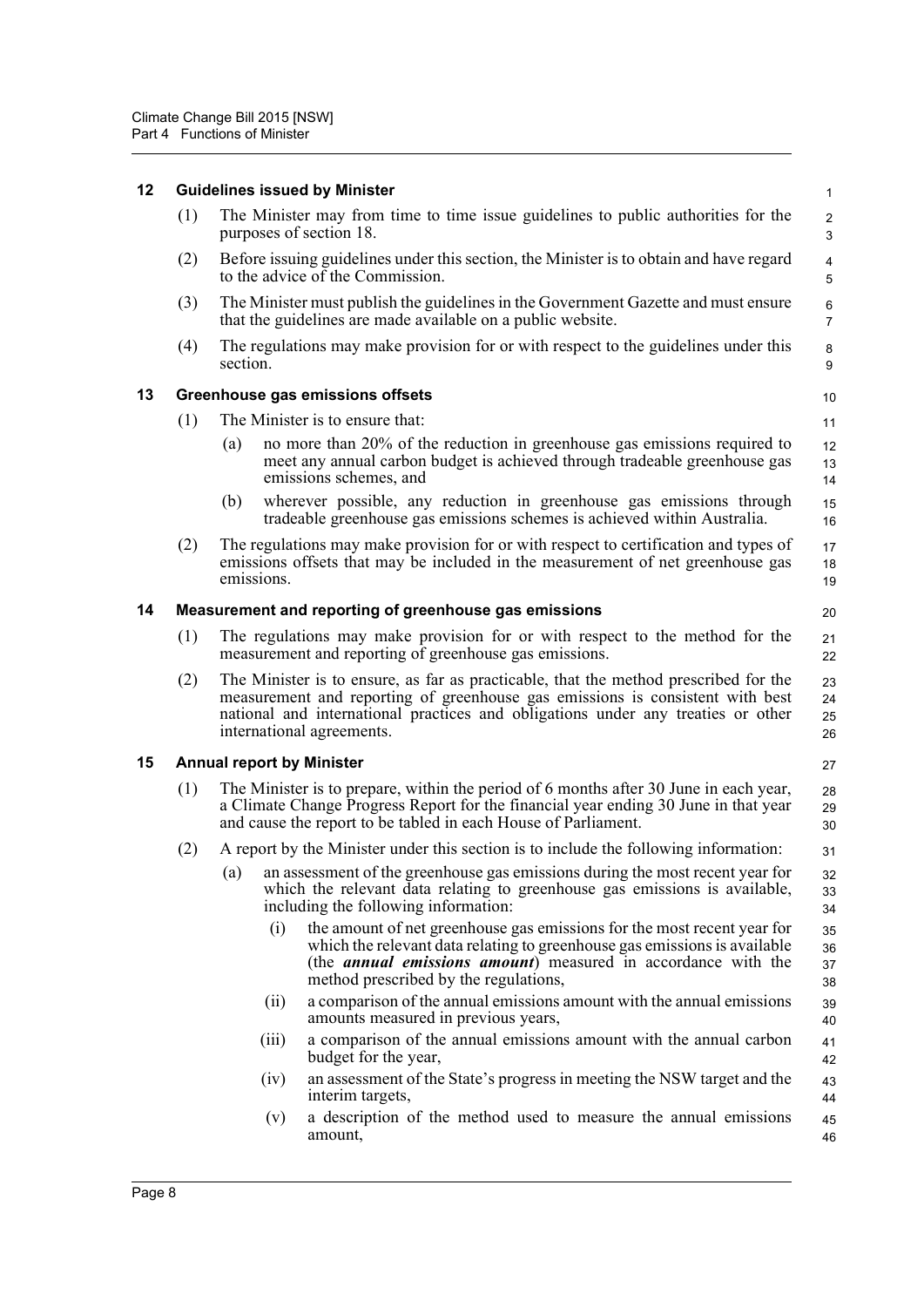### 12 Guidelines issued by Minister

(1) The Minister may from time to time issue guidelines to public authorities for the purposes of section 18.

(2) Before issuing guidelines under this section, the Minister is to obtain and have regard to the advice of the Commission.

(3) The Minister must publish the guidelines in the Government Gazette and must ensure that the guidelines are made available on a public website.

(4) The regulations may make provision for or with respect to the guidelines under this section.

### 13 Greenhouse gas emissions offsets

(1) The Minister is to ensure that:

- (a) no more than 20% of the reduction in greenhouse gas emissions required to meet any annual carbon budget is achieved through tradeable greenhouse gas emissions schemes, and
- (b) wherever possible, any reduction in greenhouse gas emissions through tradeable greenhouse gas emissions schemes is achieved within Australia.

(2) The regulations may make provision for or with respect to certification and types of emissions offsets that may be included in the measurement of net greenhouse gas emissions.

### 14 Measurement and reporting of greenhouse gas emissions

(1) The regulations may make provision for or with respect to the method for the measurement and reporting of greenhouse gas emissions.

(2) The Minister is to ensure, as far as practicable, that the method prescribed for the measurement and reporting of greenhouse gas emissions is consistent with best national and international practices and obligations under any treaties or other international agreements.

### 15 Annual report by Minister

(1) The Minister is to prepare, within the period of 6 months after 30 June in each year, a Climate Change Progress Report for the financial year ending 30 June in that year and cause the report to be tabled in each House of Parliament.

(2) A report by the Minister under this section is to include the following information:

- (a) an assessment of the greenhouse gas emissions during the most recent year for which the relevant data relating to greenhouse gas emissions is available, including the following information:
  - (i) the amount of net greenhouse gas emissions for the most recent year for which the relevant data relating to greenhouse gas emissions is available (the ***annual emissions amount***) measured in accordance with the method prescribed by the regulations,
  - (ii) a comparison of the annual emissions amount with the annual emissions amounts measured in previous years,
  - (iii) a comparison of the annual emissions amount with the annual carbon budget for the year,
  - (iv) an assessment of the State's progress in meeting the NSW target and the interim targets,
  - (v) a description of the method used to measure the annual emissions amount,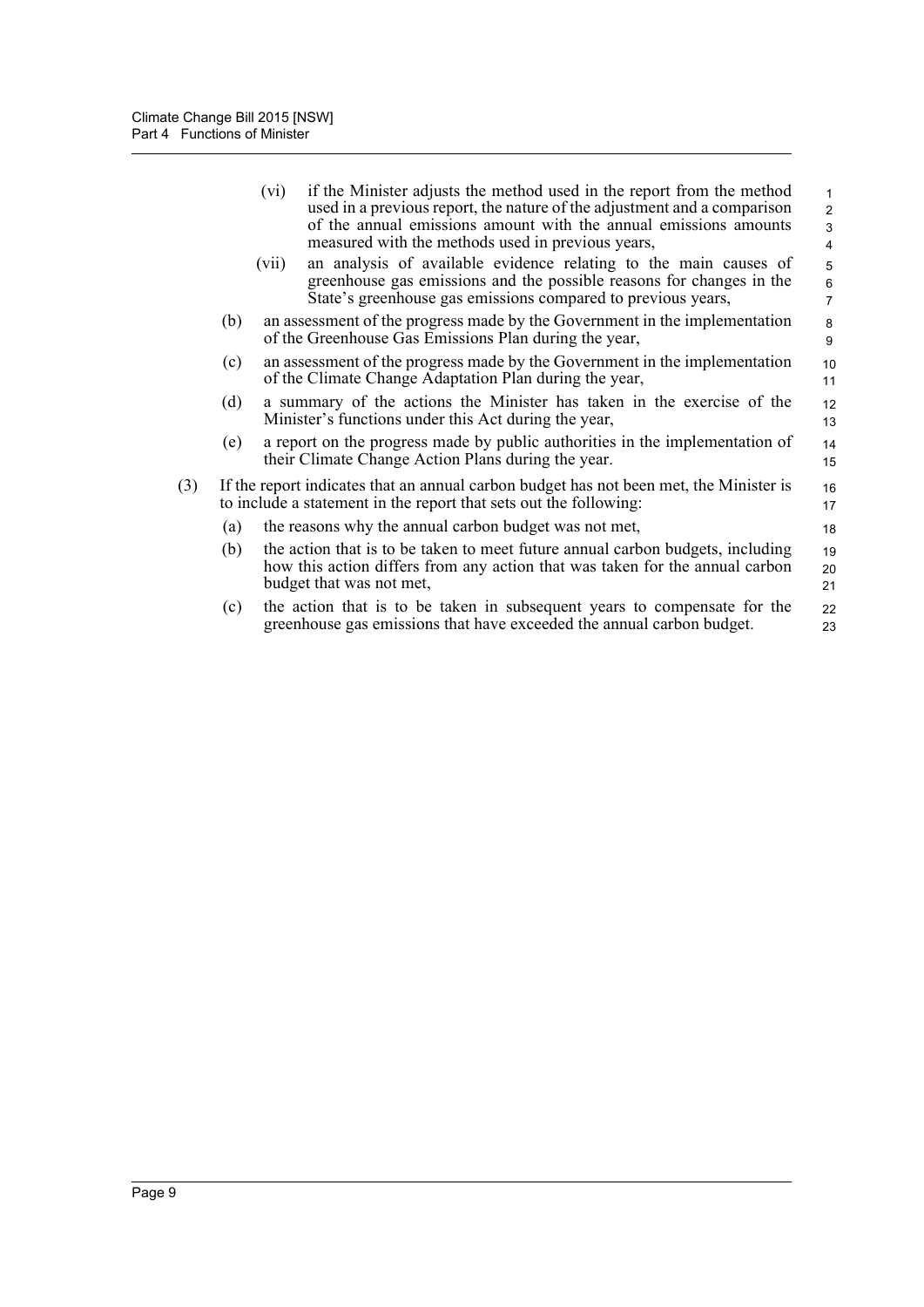(vi) if the Minister adjusts the method used in the report from the method used in a previous report, the nature of the adjustment and a comparison of the annual emissions amount with the annual emissions amounts measured with the methods used in previous years,

(vii) an analysis of available evidence relating to the main causes of greenhouse gas emissions and the possible reasons for changes in the State's greenhouse gas emissions compared to previous years,

(b) an assessment of the progress made by the Government in the implementation of the Greenhouse Gas Emissions Plan during the year,

(c) an assessment of the progress made by the Government in the implementation of the Climate Change Adaptation Plan during the year,

(d) a summary of the actions the Minister has taken in the exercise of the Minister's functions under this Act during the year,

(e) a report on the progress made by public authorities in the implementation of their Climate Change Action Plans during the year.

(3) If the report indicates that an annual carbon budget has not been met, the Minister is to include a statement in the report that sets out the following:

(a) the reasons why the annual carbon budget was not met,

(b) the action that is to be taken to meet future annual carbon budgets, including how this action differs from any action that was taken for the annual carbon budget that was not met,

(c) the action that is to be taken in subsequent years to compensate for the greenhouse gas emissions that have exceeded the annual carbon budget.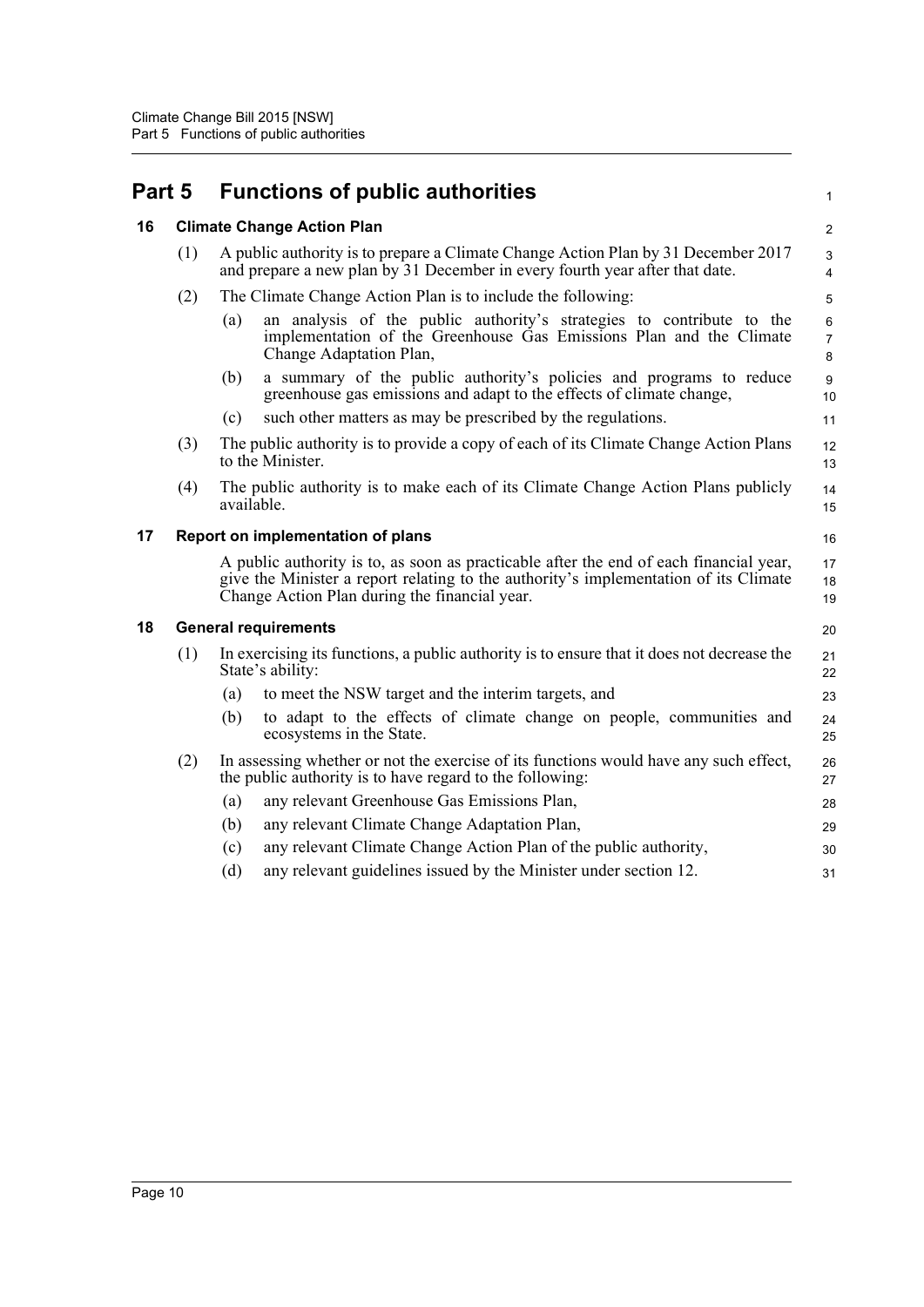# Part 5 Functions of public authorities

## 16 Climate Change Action Plan

(1) A public authority is to prepare a Climate Change Action Plan by 31 December 2017 and prepare a new plan by 31 December in every fourth year after that date.

(2) The Climate Change Action Plan is to include the following:

(a) an analysis of the public authority's strategies to contribute to the implementation of the Greenhouse Gas Emissions Plan and the Climate Change Adaptation Plan,

(b) a summary of the public authority's policies and programs to reduce greenhouse gas emissions and adapt to the effects of climate change,

(c) such other matters as may be prescribed by the regulations.

(3) The public authority is to provide a copy of each of its Climate Change Action Plans to the Minister.

(4) The public authority is to make each of its Climate Change Action Plans publicly available.

## 17 Report on implementation of plans

A public authority is to, as soon as practicable after the end of each financial year, give the Minister a report relating to the authority's implementation of its Climate Change Action Plan during the financial year.

## 18 General requirements

(1) In exercising its functions, a public authority is to ensure that it does not decrease the State's ability:

(a) to meet the NSW target and the interim targets, and

(b) to adapt to the effects of climate change on people, communities and ecosystems in the State.

(2) In assessing whether or not the exercise of its functions would have any such effect, the public authority is to have regard to the following:

(a) any relevant Greenhouse Gas Emissions Plan,

(b) any relevant Climate Change Adaptation Plan,

(c) any relevant Climate Change Action Plan of the public authority,

(d) any relevant guidelines issued by the Minister under section 12.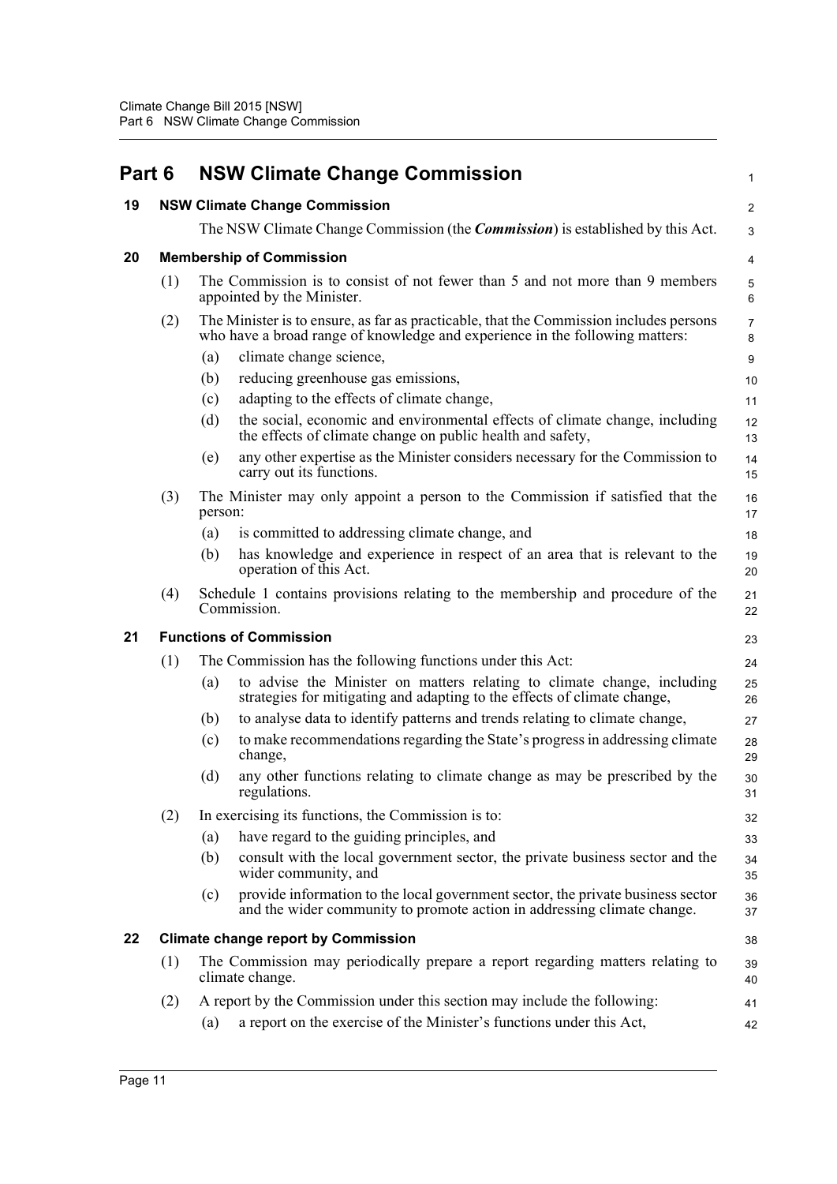# Part 6 NSW Climate Change Commission

## 19 NSW Climate Change Commission

The NSW Climate Change Commission (the ***Commission***) is established by this Act.

## 20 Membership of Commission

(1) The Commission is to consist of not fewer than 5 and not more than 9 members appointed by the Minister.

(2) The Minister is to ensure, as far as practicable, that the Commission includes persons who have a broad range of knowledge and experience in the following matters:

- (a) climate change science,
- (b) reducing greenhouse gas emissions,
- (c) adapting to the effects of climate change,
- (d) the social, economic and environmental effects of climate change, including the effects of climate change on public health and safety,
- (e) any other expertise as the Minister considers necessary for the Commission to carry out its functions.

(3) The Minister may only appoint a person to the Commission if satisfied that the person:

- (a) is committed to addressing climate change, and
- (b) has knowledge and experience in respect of an area that is relevant to the operation of this Act.

(4) Schedule 1 contains provisions relating to the membership and procedure of the Commission.

## 21 Functions of Commission

(1) The Commission has the following functions under this Act:

- (a) to advise the Minister on matters relating to climate change, including strategies for mitigating and adapting to the effects of climate change,
- (b) to analyse data to identify patterns and trends relating to climate change,
- (c) to make recommendations regarding the State's progress in addressing climate change,
- (d) any other functions relating to climate change as may be prescribed by the regulations.

(2) In exercising its functions, the Commission is to:

- (a) have regard to the guiding principles, and
- (b) consult with the local government sector, the private business sector and the wider community, and
- (c) provide information to the local government sector, the private business sector and the wider community to promote action in addressing climate change.

## 22 Climate change report by Commission

(1) The Commission may periodically prepare a report regarding matters relating to climate change.

(2) A report by the Commission under this section may include the following:

- (a) a report on the exercise of the Minister's functions under this Act,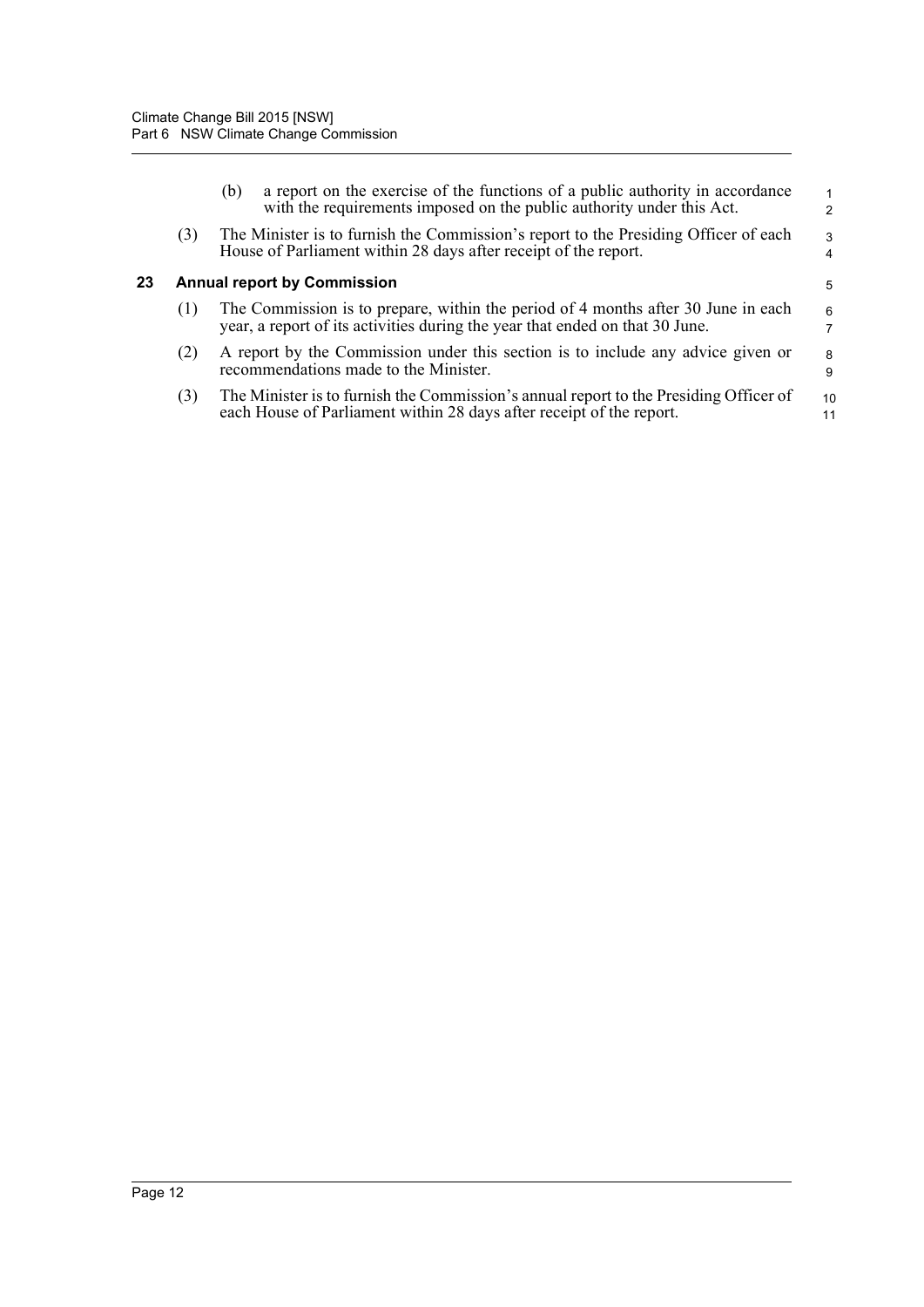(b) a report on the exercise of the functions of a public authority in accordance with the requirements imposed on the public authority under this Act.

(3) The Minister is to furnish the Commission's report to the Presiding Officer of each House of Parliament within 28 days after receipt of the report.

## 23 Annual report by Commission

(1) The Commission is to prepare, within the period of 4 months after 30 June in each year, a report of its activities during the year that ended on that 30 June.

(2) A report by the Commission under this section is to include any advice given or recommendations made to the Minister.

(3) The Minister is to furnish the Commission's annual report to the Presiding Officer of each House of Parliament within 28 days after receipt of the report.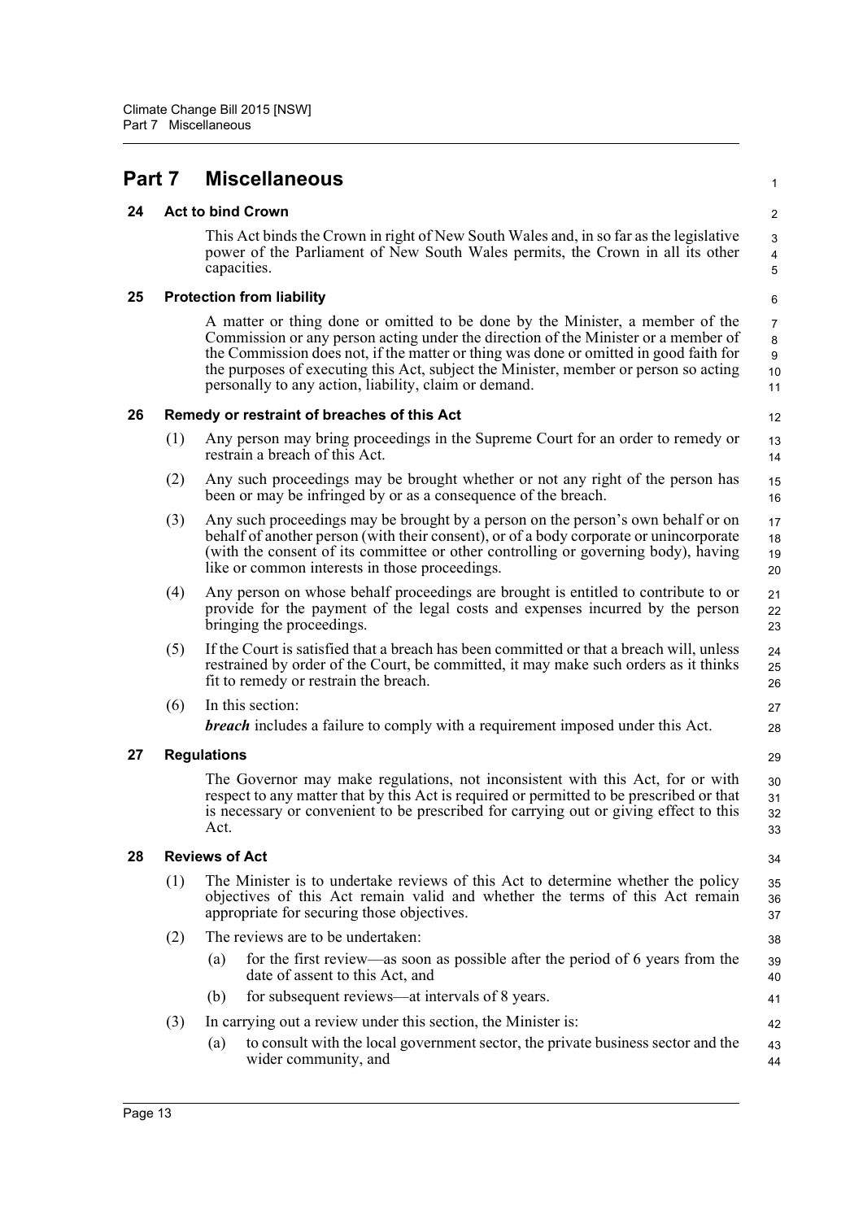# Part 7 Miscellaneous

### 24 Act to bind Crown

This Act binds the Crown in right of New South Wales and, in so far as the legislative power of the Parliament of New South Wales permits, the Crown in all its other capacities.

### 25 Protection from liability

A matter or thing done or omitted to be done by the Minister, a member of the Commission or any person acting under the direction of the Minister or a member of the Commission does not, if the matter or thing was done or omitted in good faith for the purposes of executing this Act, subject the Minister, member or person so acting personally to any action, liability, claim or demand.

### 26 Remedy or restraint of breaches of this Act

(1) Any person may bring proceedings in the Supreme Court for an order to remedy or restrain a breach of this Act.

(2) Any such proceedings may be brought whether or not any right of the person has been or may be infringed by or as a consequence of the breach.

(3) Any such proceedings may be brought by a person on the person's own behalf or on behalf of another person (with their consent), or of a body corporate or unincorporate (with the consent of its committee or other controlling or governing body), having like or common interests in those proceedings.

(4) Any person on whose behalf proceedings are brought is entitled to contribute to or provide for the payment of the legal costs and expenses incurred by the person bringing the proceedings.

(5) If the Court is satisfied that a breach has been committed or that a breach will, unless restrained by order of the Court, be committed, it may make such orders as it thinks fit to remedy or restrain the breach.

(6) In this section:

***breach*** includes a failure to comply with a requirement imposed under this Act.

### 27 Regulations

The Governor may make regulations, not inconsistent with this Act, for or with respect to any matter that by this Act is required or permitted to be prescribed or that is necessary or convenient to be prescribed for carrying out or giving effect to this Act.

### 28 Reviews of Act

(1) The Minister is to undertake reviews of this Act to determine whether the policy objectives of this Act remain valid and whether the terms of this Act remain appropriate for securing those objectives.

(2) The reviews are to be undertaken:

(a) for the first review—as soon as possible after the period of 6 years from the date of assent to this Act, and

(b) for subsequent reviews—at intervals of 8 years.

(3) In carrying out a review under this section, the Minister is:

(a) to consult with the local government sector, the private business sector and the wider community, and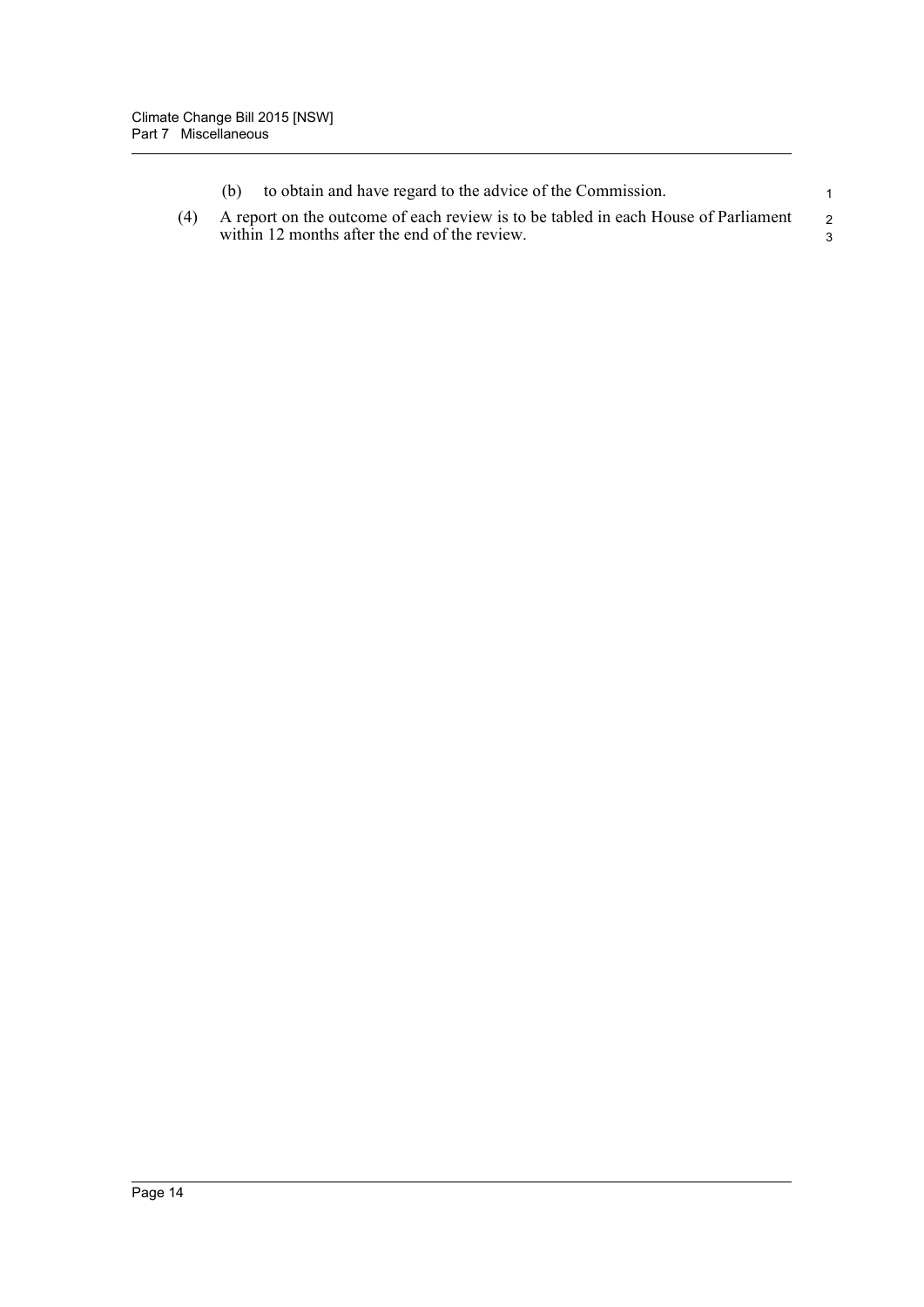(b) to obtain and have regard to the advice of the Commission.

(4) A report on the outcome of each review is to be tabled in each House of Parliament within 12 months after the end of the review.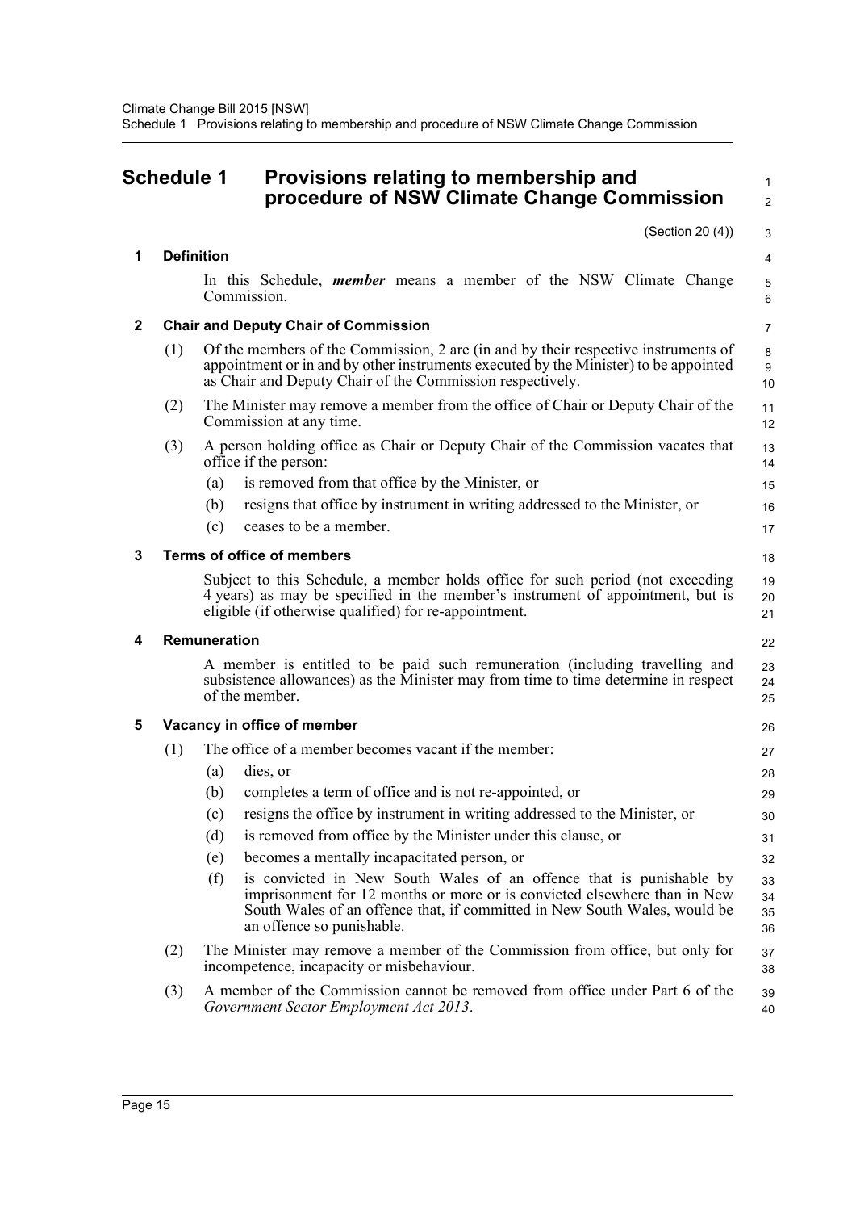# Schedule 1 Provisions relating to membership and procedure of NSW Climate Change Commission

(Section 20 (4))

## 1 Definition

In this Schedule, ***member*** means a member of the NSW Climate Change Commission.

## 2 Chair and Deputy Chair of Commission

(1) Of the members of the Commission, 2 are (in and by their respective instruments of appointment or in and by other instruments executed by the Minister) to be appointed as Chair and Deputy Chair of the Commission respectively.

(2) The Minister may remove a member from the office of Chair or Deputy Chair of the Commission at any time.

(3) A person holding office as Chair or Deputy Chair of the Commission vacates that office if the person:

- (a) is removed from that office by the Minister, or
- (b) resigns that office by instrument in writing addressed to the Minister, or
- (c) ceases to be a member.

## 3 Terms of office of members

Subject to this Schedule, a member holds office for such period (not exceeding 4 years) as may be specified in the member's instrument of appointment, but is eligible (if otherwise qualified) for re-appointment.

## 4 Remuneration

A member is entitled to be paid such remuneration (including travelling and subsistence allowances) as the Minister may from time to time determine in respect of the member.

## 5 Vacancy in office of member

(1) The office of a member becomes vacant if the member:

- (a) dies, or
- (b) completes a term of office and is not re-appointed, or
- (c) resigns the office by instrument in writing addressed to the Minister, or
- (d) is removed from office by the Minister under this clause, or
- (e) becomes a mentally incapacitated person, or
- (f) is convicted in New South Wales of an offence that is punishable by imprisonment for 12 months or more or is convicted elsewhere than in New South Wales of an offence that, if committed in New South Wales, would be an offence so punishable.

(2) The Minister may remove a member of the Commission from office, but only for incompetence, incapacity or misbehaviour.

(3) A member of the Commission cannot be removed from office under Part 6 of the *Government Sector Employment Act 2013*.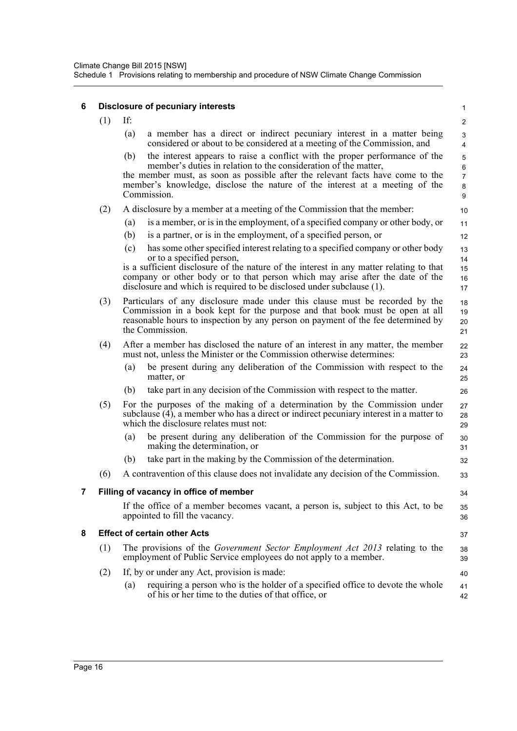### 6 Disclosure of pecuniary interests

(1) If:

(a) a member has a direct or indirect pecuniary interest in a matter being considered or about to be considered at a meeting of the Commission, and

(b) the interest appears to raise a conflict with the proper performance of the member's duties in relation to the consideration of the matter,

the member must, as soon as possible after the relevant facts have come to the member's knowledge, disclose the nature of the interest at a meeting of the Commission.

(2) A disclosure by a member at a meeting of the Commission that the member:

(a) is a member, or is in the employment, of a specified company or other body, or

(b) is a partner, or is in the employment, of a specified person, or

(c) has some other specified interest relating to a specified company or other body or to a specified person,

is a sufficient disclosure of the nature of the interest in any matter relating to that company or other body or to that person which may arise after the date of the disclosure and which is required to be disclosed under subclause (1).

(3) Particulars of any disclosure made under this clause must be recorded by the Commission in a book kept for the purpose and that book must be open at all reasonable hours to inspection by any person on payment of the fee determined by the Commission.

(4) After a member has disclosed the nature of an interest in any matter, the member must not, unless the Minister or the Commission otherwise determines:

(a) be present during any deliberation of the Commission with respect to the matter, or

(b) take part in any decision of the Commission with respect to the matter.

(5) For the purposes of the making of a determination by the Commission under subclause (4), a member who has a direct or indirect pecuniary interest in a matter to which the disclosure relates must not:

(a) be present during any deliberation of the Commission for the purpose of making the determination, or

(b) take part in the making by the Commission of the determination.

(6) A contravention of this clause does not invalidate any decision of the Commission.

### 7 Filling of vacancy in office of member

If the office of a member becomes vacant, a person is, subject to this Act, to be appointed to fill the vacancy.

### 8 Effect of certain other Acts

(1) The provisions of the *Government Sector Employment Act 2013* relating to the employment of Public Service employees do not apply to a member.

(2) If, by or under any Act, provision is made:

(a) requiring a person who is the holder of a specified office to devote the whole of his or her time to the duties of that office, or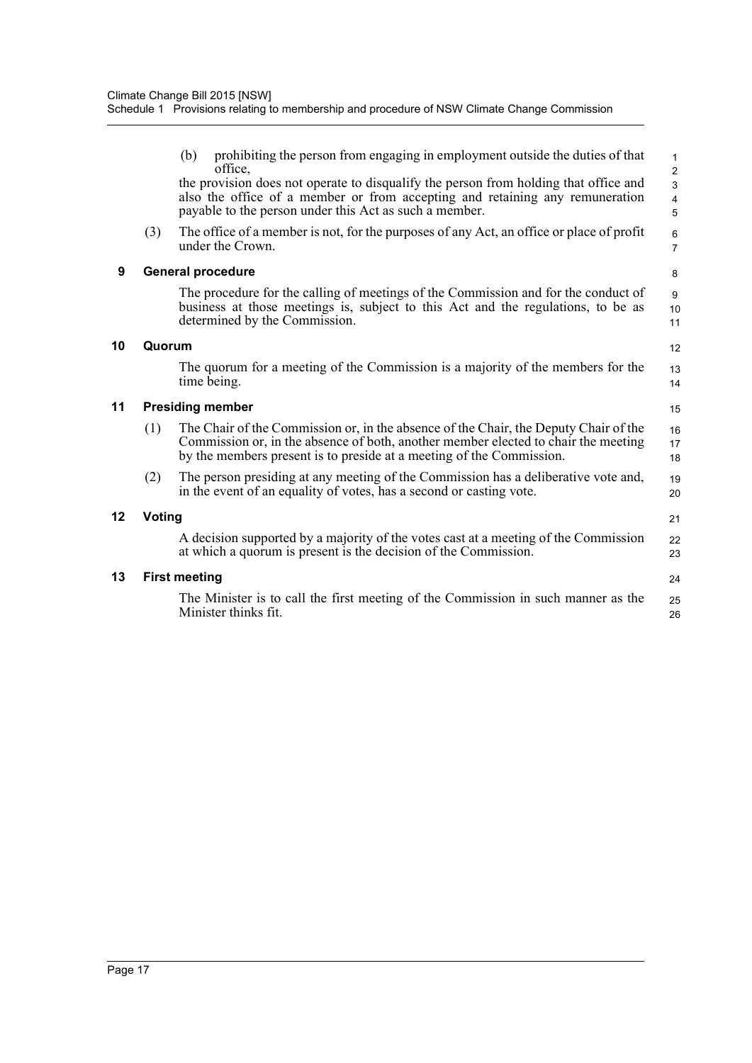(b) prohibiting the person from engaging in employment outside the duties of that office,

the provision does not operate to disqualify the person from holding that office and also the office of a member or from accepting and retaining any remuneration payable to the person under this Act as such a member.

(3) The office of a member is not, for the purposes of any Act, an office or place of profit under the Crown.

### 9 General procedure

The procedure for the calling of meetings of the Commission and for the conduct of business at those meetings is, subject to this Act and the regulations, to be as determined by the Commission.

### 10 Quorum

The quorum for a meeting of the Commission is a majority of the members for the time being.

### 11 Presiding member

(1) The Chair of the Commission or, in the absence of the Chair, the Deputy Chair of the Commission or, in the absence of both, another member elected to chair the meeting by the members present is to preside at a meeting of the Commission.

(2) The person presiding at any meeting of the Commission has a deliberative vote and, in the event of an equality of votes, has a second or casting vote.

### 12 Voting

A decision supported by a majority of the votes cast at a meeting of the Commission at which a quorum is present is the decision of the Commission.

### 13 First meeting

The Minister is to call the first meeting of the Commission in such manner as the Minister thinks fit.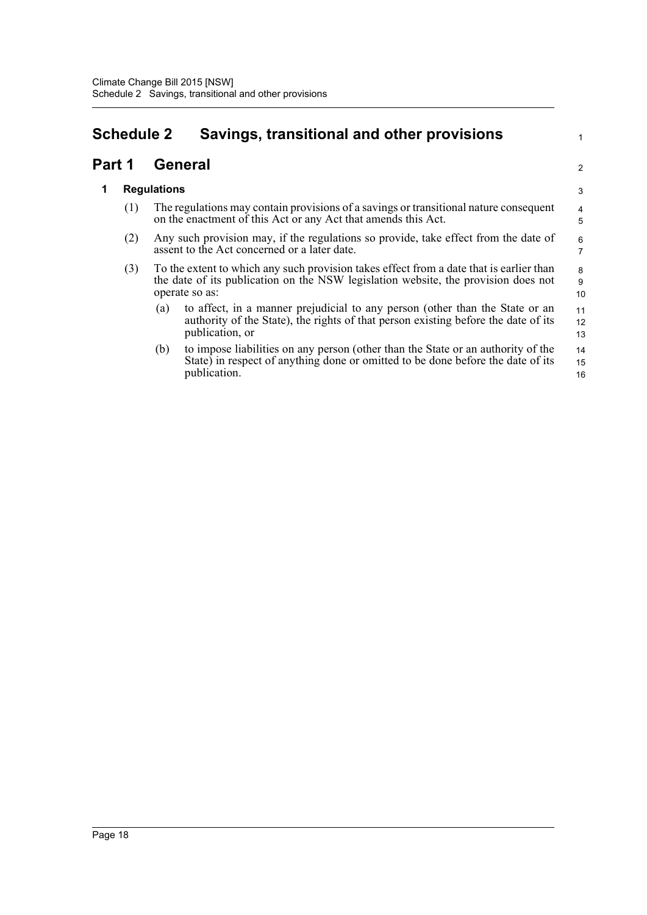# Schedule 2 Savings, transitional and other provisions

## Part 1 General

### 1 Regulations

(1) The regulations may contain provisions of a savings or transitional nature consequent on the enactment of this Act or any Act that amends this Act.

(2) Any such provision may, if the regulations so provide, take effect from the date of assent to the Act concerned or a later date.

(3) To the extent to which any such provision takes effect from a date that is earlier than the date of its publication on the NSW legislation website, the provision does not operate so as:

(a) to affect, in a manner prejudicial to any person (other than the State or an authority of the State), the rights of that person existing before the date of its publication, or

(b) to impose liabilities on any person (other than the State or an authority of the State) in respect of anything done or omitted to be done before the date of its publication.